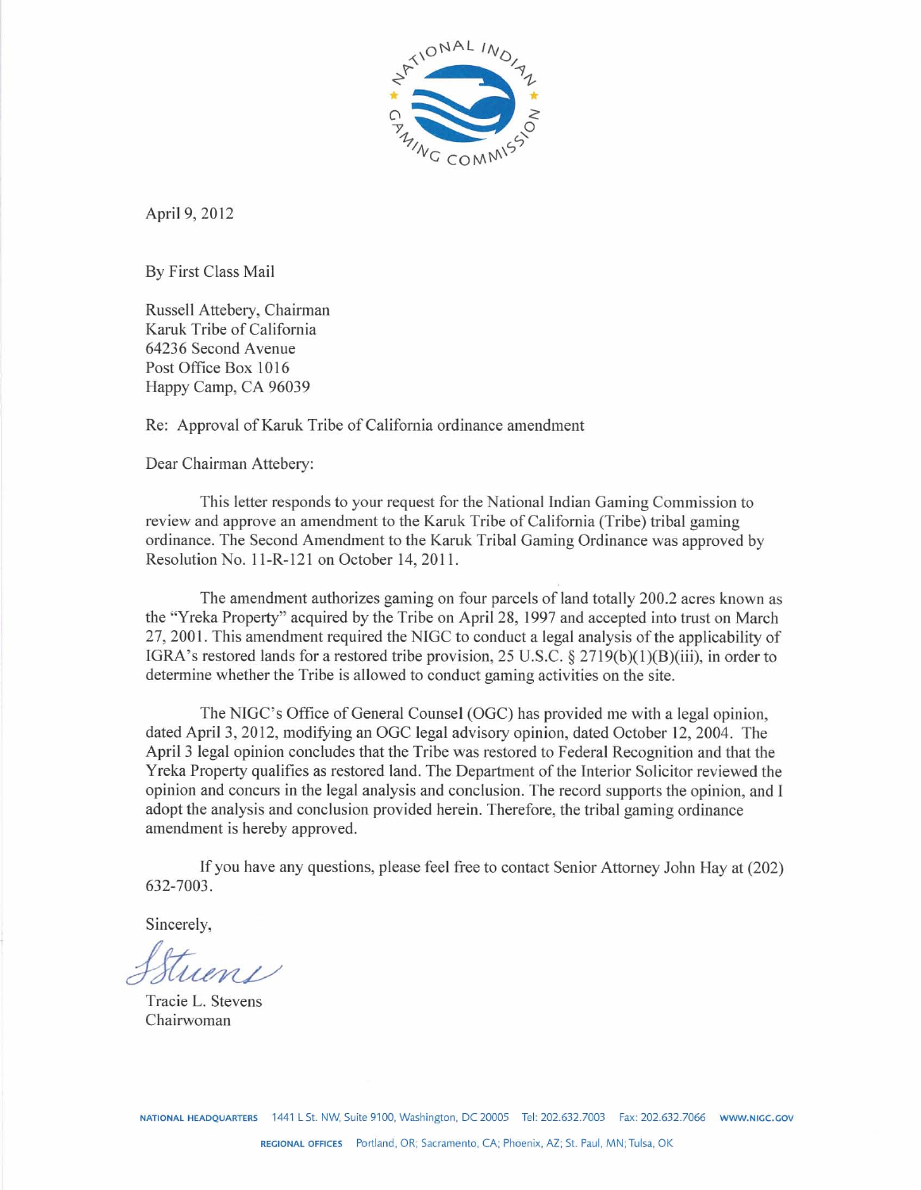April 9, 2012

By First Class Mail

Russell Attebery, Chairman
Karuk Tribe of California
64236 Second Avenue
Post Office Box 1016
Happy Camp, CA 96039

Re: Approval of Karuk Tribe of California ordinance amendment

Dear Chairman Attebery:

This letter responds to your request for the National Indian Gaming Commission to review and approve an amendment to the Karuk Tribe of California (Tribe) tribal gaming ordinance. The Second Amendment to the Karuk Tribal Gaming Ordinance was approved by Resolution No. 11-R-121 on October 14, 2011.

The amendment authorizes gaming on four parcels of land totally 200.2 acres known as the "Yreka Property" acquired by the Tribe on April 28, 1997 and accepted into trust on March 27, 2001. This amendment required the NIGC to conduct a legal analysis of the applicability of IGRA's restored lands for a restored tribe provision, 25 U.S.C. § 2719(b)(1)(B)(iii), in order to determine whether the Tribe is allowed to conduct gaming activities on the site.

The NIGC's Office of General Counsel (OGC) has provided me with a legal opinion, dated April 3, 2012, modifying an OGC legal advisory opinion, dated October 12, 2004. The April 3 legal opinion concludes that the Tribe was restored to Federal Recognition and that the Yreka Property qualifies as restored land. The Department of the Interior Solicitor reviewed the opinion and concurs in the legal analysis and conclusion. The record supports the opinion, and I adopt the analysis and conclusion provided herein. Therefore, the tribal gaming ordinance amendment is hereby approved.

If you have any questions, please feel free to contact Senior Attorney John Hay at (202) 632-7003.

Sincerely,

Tracie L. Stevens
Chairwoman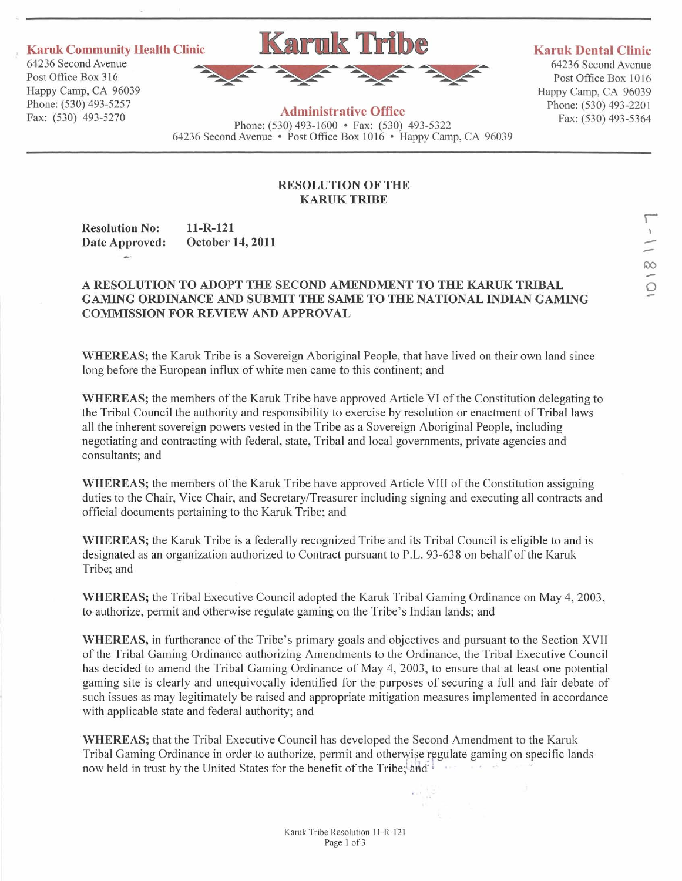**Karuk Community Health Clinic**
64236 Second Avenue
Post Office Box 316
Happy Camp, CA 96039
Phone: (530) 493-5257
Fax: (530) 493-5270

# Karuk Tribe

**Administrative Office**
Phone: (530) 493-1600 • Fax: (530) 493-5322
64236 Second Avenue • Post Office Box 1016 • Happy Camp, CA 96039

**Karuk Dental Clinic**
64236 Second Avenue
Post Office Box 1016
Happy Camp, CA 96039
Phone: (530) 493-2201
Fax: (530) 493-5364

L-11-8101

## RESOLUTION OF THE KARUK TRIBE

**Resolution No:** **11-R-121**
**Date Approved:** **October 14, 2011**

**A RESOLUTION TO ADOPT THE SECOND AMENDMENT TO THE KARUK TRIBAL GAMING ORDINANCE AND SUBMIT THE SAME TO THE NATIONAL INDIAN GAMING COMMISSION FOR REVIEW AND APPROVAL**

**WHEREAS;** the Karuk Tribe is a Sovereign Aboriginal People, that have lived on their own land since long before the European influx of white men came to this continent; and

**WHEREAS;** the members of the Karuk Tribe have approved Article VI of the Constitution delegating to the Tribal Council the authority and responsibility to exercise by resolution or enactment of Tribal laws all the inherent sovereign powers vested in the Tribe as a Sovereign Aboriginal People, including negotiating and contracting with federal, state, Tribal and local governments, private agencies and consultants; and

**WHEREAS;** the members of the Karuk Tribe have approved Article VIII of the Constitution assigning duties to the Chair, Vice Chair, and Secretary/Treasurer including signing and executing all contracts and official documents pertaining to the Karuk Tribe; and

**WHEREAS;** the Karuk Tribe is a federally recognized Tribe and its Tribal Council is eligible to and is designated as an organization authorized to Contract pursuant to P.L. 93-638 on behalf of the Karuk Tribe; and

**WHEREAS;** the Tribal Executive Council adopted the Karuk Tribal Gaming Ordinance on May 4, 2003, to authorize, permit and otherwise regulate gaming on the Tribe's Indian lands; and

**WHEREAS,** in furtherance of the Tribe's primary goals and objectives and pursuant to the Section XVII of the Tribal Gaming Ordinance authorizing Amendments to the Ordinance, the Tribal Executive Council has decided to amend the Tribal Gaming Ordinance of May 4, 2003, to ensure that at least one potential gaming site is clearly and unequivocally identified for the purposes of securing a full and fair debate of such issues as may legitimately be raised and appropriate mitigation measures implemented in accordance with applicable state and federal authority; and

**WHEREAS;** that the Tribal Executive Council has developed the Second Amendment to the Karuk Tribal Gaming Ordinance in order to authorize, permit and otherwise regulate gaming on specific lands now held in trust by the United States for the benefit of the Tribe; and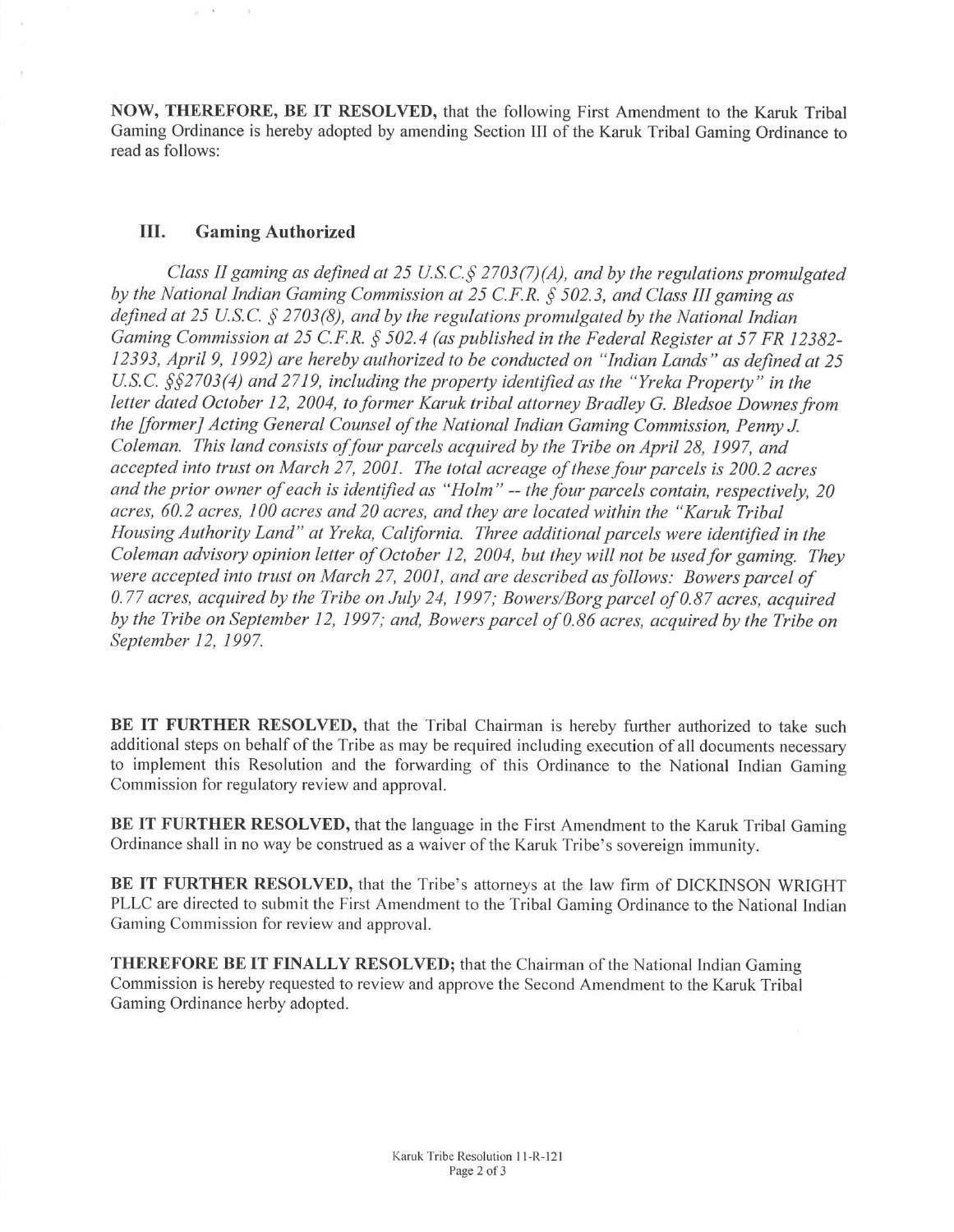**NOW, THEREFORE, BE IT RESOLVED,** that the following First Amendment to the Karuk Tribal Gaming Ordinance is hereby adopted by amending Section III of the Karuk Tribal Gaming Ordinance to read as follows:

## III. Gaming Authorized

*Class II gaming as defined at 25 U.S.C.§ 2703(7)(A), and by the regulations promulgated by the National Indian Gaming Commission at 25 C.F.R. § 502.3, and Class III gaming as defined at 25 U.S.C. § 2703(8), and by the regulations promulgated by the National Indian Gaming Commission at 25 C.F.R. § 502.4 (as published in the Federal Register at 57 FR 12382-12393, April 9, 1992) are hereby authorized to be conducted on "Indian Lands" as defined at 25 U.S.C. §§2703(4) and 2719, including the property identified as the "Yreka Property" in the letter dated October 12, 2004, to former Karuk tribal attorney Bradley G. Bledsoe Downes from the [former] Acting General Counsel of the National Indian Gaming Commission, Penny J. Coleman. This land consists of four parcels acquired by the Tribe on April 28, 1997, and accepted into trust on March 27, 2001. The total acreage of these four parcels is 200.2 acres and the prior owner of each is identified as "Holm" -- the four parcels contain, respectively, 20 acres, 60.2 acres, 100 acres and 20 acres, and they are located within the "Karuk Tribal Housing Authority Land" at Yreka, California. Three additional parcels were identified in the Coleman advisory opinion letter of October 12, 2004, but they will not be used for gaming. They were accepted into trust on March 27, 2001, and are described as follows: Bowers parcel of 0.77 acres, acquired by the Tribe on July 24, 1997; Bowers/Borg parcel of 0.87 acres, acquired by the Tribe on September 12, 1997; and, Bowers parcel of 0.86 acres, acquired by the Tribe on September 12, 1997.*

**BE IT FURTHER RESOLVED,** that the Tribal Chairman is hereby further authorized to take such additional steps on behalf of the Tribe as may be required including execution of all documents necessary to implement this Resolution and the forwarding of this Ordinance to the National Indian Gaming Commission for regulatory review and approval.

**BE IT FURTHER RESOLVED,** that the language in the First Amendment to the Karuk Tribal Gaming Ordinance shall in no way be construed as a waiver of the Karuk Tribe's sovereign immunity.

**BE IT FURTHER RESOLVED,** that the Tribe's attorneys at the law firm of DICKINSON WRIGHT PLLC are directed to submit the First Amendment to the Tribal Gaming Ordinance to the National Indian Gaming Commission for review and approval.

**THEREFORE BE IT FINALLY RESOLVED;** that the Chairman of the National Indian Gaming Commission is hereby requested to review and approve the Second Amendment to the Karuk Tribal Gaming Ordinance herby adopted.

Karuk Tribe Resolution 11-R-121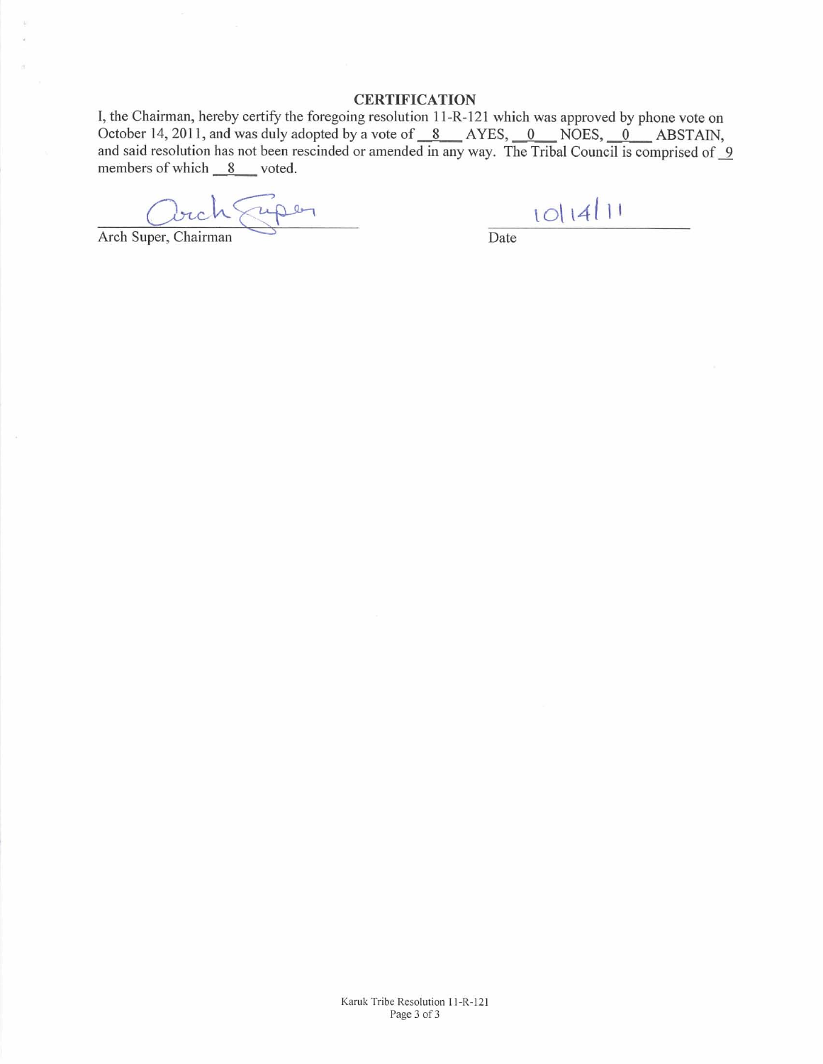## CERTIFICATION

I, the Chairman, hereby certify the foregoing resolution 11-R-121 which was approved by phone vote on October 14, 2011, and was duly adopted by a vote of __8__ AYES, __0__ NOES, __0__ ABSTAIN, and said resolution has not been rescinded or amended in any way. The Tribal Council is comprised of _9_ members of which __8__ voted.

Arch Super

Arch Super, Chairman

10/14/11

Date

Karuk Tribe Resolution 11-R-121